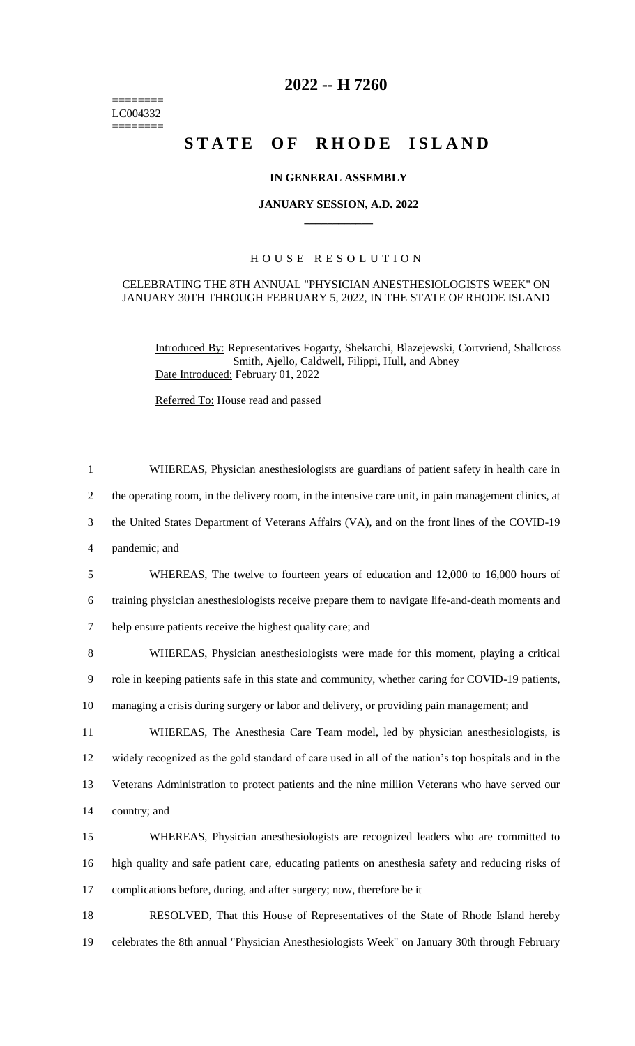========
LC004332
========

# 2022 -- H 7260

# STATE OF RHODE ISLAND

### IN GENERAL ASSEMBLY

### JANUARY SESSION, A.D. 2022

____________

## HOUSE RESOLUTION

### CELEBRATING THE 8TH ANNUAL "PHYSICIAN ANESTHESIOLOGISTS WEEK" ON JANUARY 30TH THROUGH FEBRUARY 5, 2022, IN THE STATE OF RHODE ISLAND

Introduced By: Representatives Fogarty, Shekarchi, Blazejewski, Cortvriend, Shallcross Smith, Ajello, Caldwell, Filippi, Hull, and Abney

Date Introduced: February 01, 2022

Referred To: House read and passed

1 WHEREAS, Physician anesthesiologists are guardians of patient safety in health care in
2 the operating room, in the delivery room, in the intensive care unit, in pain management clinics, at
3 the United States Department of Veterans Affairs (VA), and on the front lines of the COVID-19
4 pandemic; and

5 WHEREAS, The twelve to fourteen years of education and 12,000 to 16,000 hours of
6 training physician anesthesiologists receive prepare them to navigate life-and-death moments and
7 help ensure patients receive the highest quality care; and

8 WHEREAS, Physician anesthesiologists were made for this moment, playing a critical
9 role in keeping patients safe in this state and community, whether caring for COVID-19 patients,
10 managing a crisis during surgery or labor and delivery, or providing pain management; and

11 WHEREAS, The Anesthesia Care Team model, led by physician anesthesiologists, is
12 widely recognized as the gold standard of care used in all of the nation's top hospitals and in the
13 Veterans Administration to protect patients and the nine million Veterans who have served our
14 country; and

15 WHEREAS, Physician anesthesiologists are recognized leaders who are committed to
16 high quality and safe patient care, educating patients on anesthesia safety and reducing risks of
17 complications before, during, and after surgery; now, therefore be it

18 RESOLVED, That this House of Representatives of the State of Rhode Island hereby
19 celebrates the 8th annual "Physician Anesthesiologists Week" on January 30th through February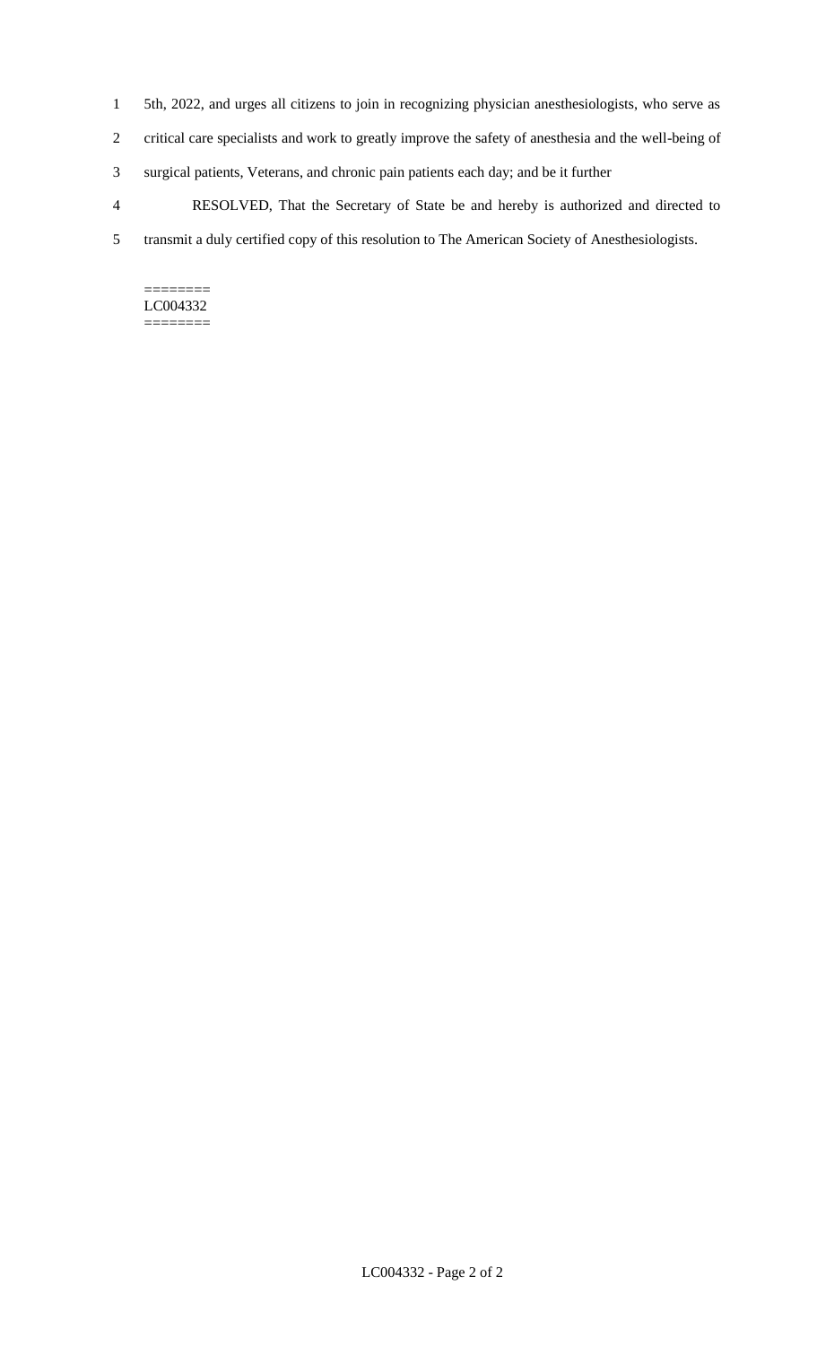5th, 2022, and urges all citizens to join in recognizing physician anesthesiologists, who serve as critical care specialists and work to greatly improve the safety of anesthesia and the well-being of surgical patients, Veterans, and chronic pain patients each day; and be it further

RESOLVED, That the Secretary of State be and hereby is authorized and directed to transmit a duly certified copy of this resolution to The American Society of Anesthesiologists.

========
LC004332
========